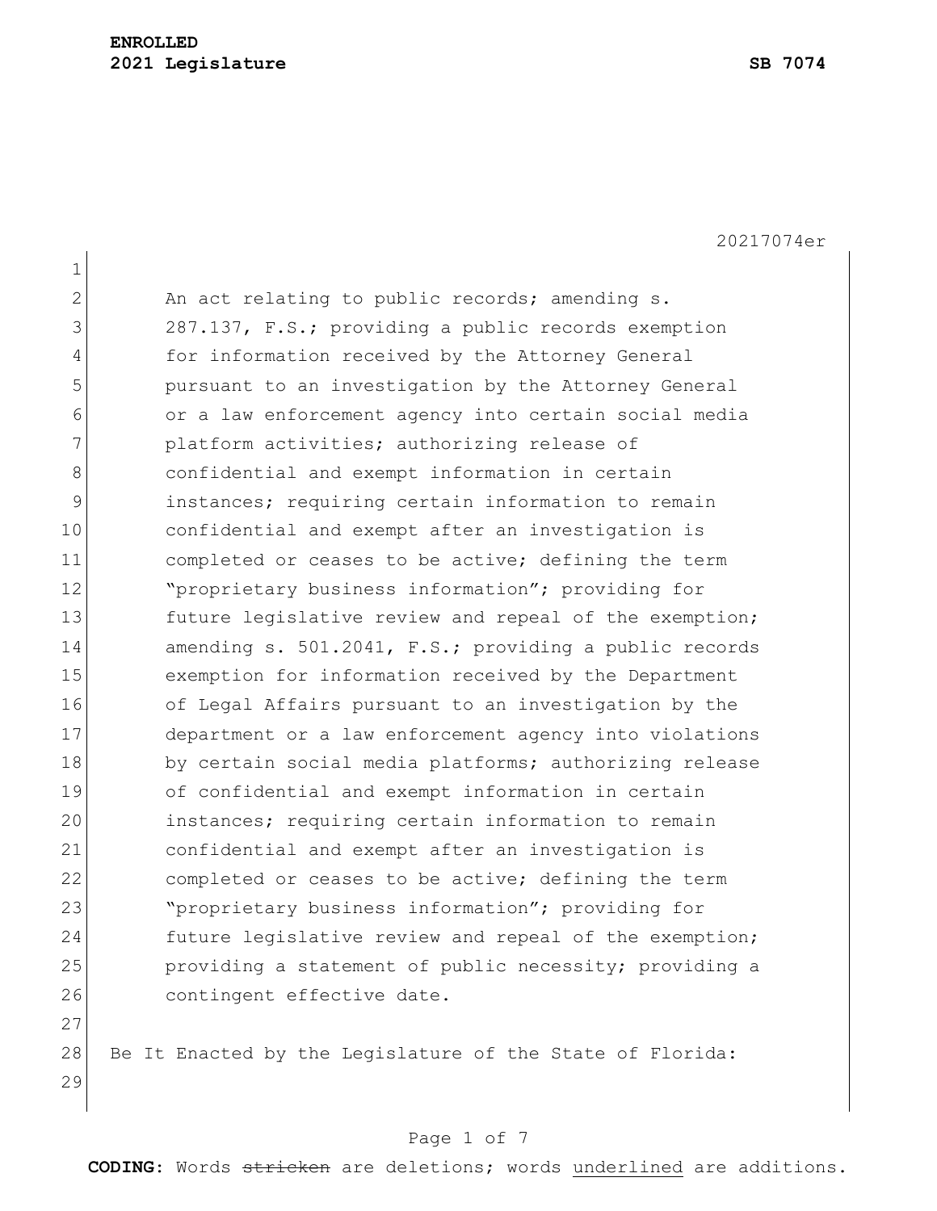**ENROLLED**
**2021 Legislature** **SB 7074**

20217074er

An act relating to public records; amending s. 287.137, F.S.; providing a public records exemption for information received by the Attorney General pursuant to an investigation by the Attorney General or a law enforcement agency into certain social media platform activities; authorizing release of confidential and exempt information in certain instances; requiring certain information to remain confidential and exempt after an investigation is completed or ceases to be active; defining the term "proprietary business information"; providing for future legislative review and repeal of the exemption; amending s. 501.2041, F.S.; providing a public records exemption for information received by the Department of Legal Affairs pursuant to an investigation by the department or a law enforcement agency into violations by certain social media platforms; authorizing release of confidential and exempt information in certain instances; requiring certain information to remain confidential and exempt after an investigation is completed or ceases to be active; defining the term "proprietary business information"; providing for future legislative review and repeal of the exemption; providing a statement of public necessity; providing a contingent effective date.

Be It Enacted by the Legislature of the State of Florida:

**CODING:** Words ~~stricken~~ are deletions; words <u>underlined</u> are additions.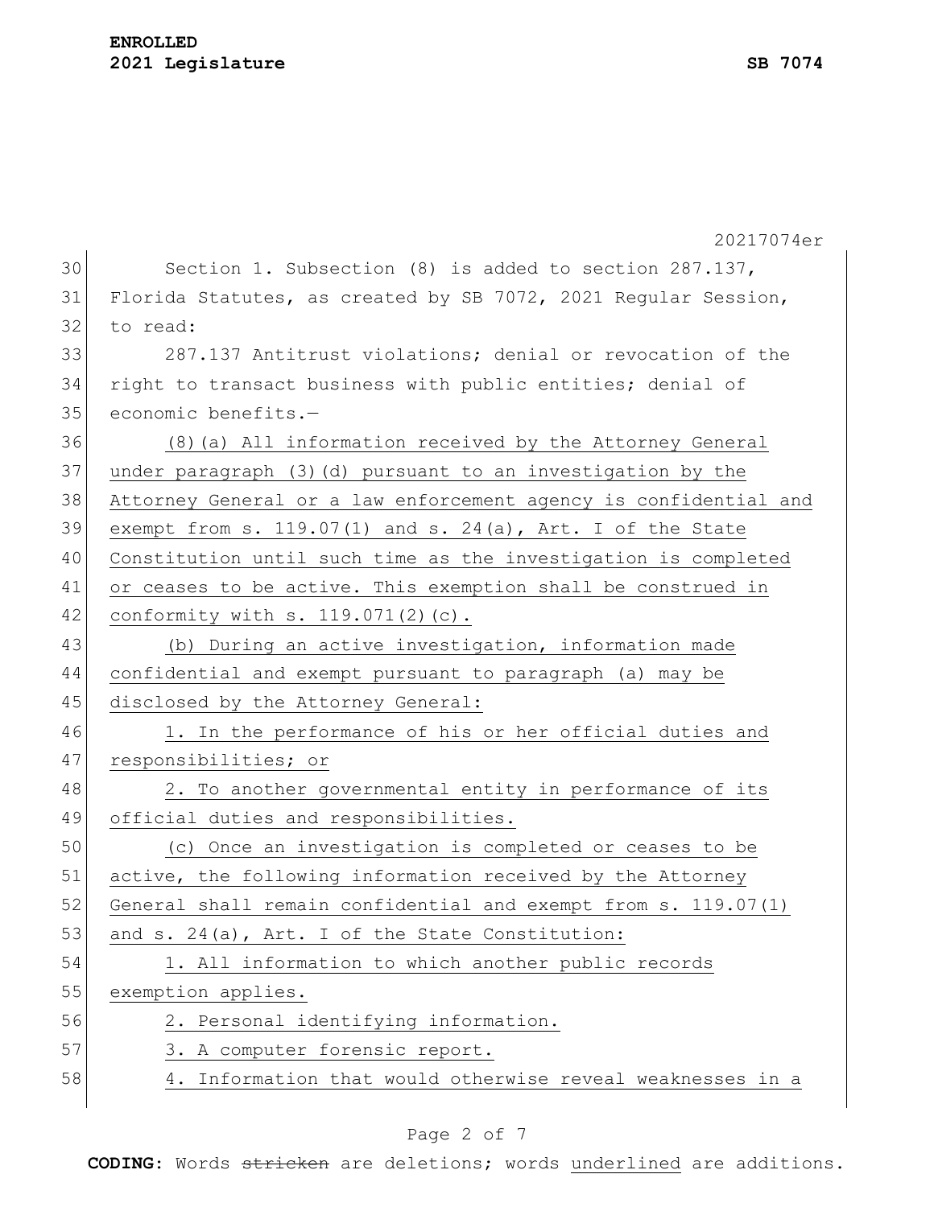Section 1. Subsection (8) is added to section 287.137, Florida Statutes, as created by SB 7072, 2021 Regular Session, to read:

287.137 Antitrust violations; denial or revocation of the right to transact business with public entities; denial of economic benefits.—

(8)(a) All information received by the Attorney General under paragraph (3)(d) pursuant to an investigation by the Attorney General or a law enforcement agency is confidential and exempt from s. 119.07(1) and s. 24(a), Art. I of the State Constitution until such time as the investigation is completed or ceases to be active. This exemption shall be construed in conformity with s. 119.071(2)(c).

(b) During an active investigation, information made confidential and exempt pursuant to paragraph (a) may be disclosed by the Attorney General:

1. In the performance of his or her official duties and responsibilities; or

2. To another governmental entity in performance of its official duties and responsibilities.

(c) Once an investigation is completed or ceases to be active, the following information received by the Attorney General shall remain confidential and exempt from s. 119.07(1) and s. 24(a), Art. I of the State Constitution:

1. All information to which another public records exemption applies.

2. Personal identifying information.

3. A computer forensic report.

4. Information that would otherwise reveal weaknesses in a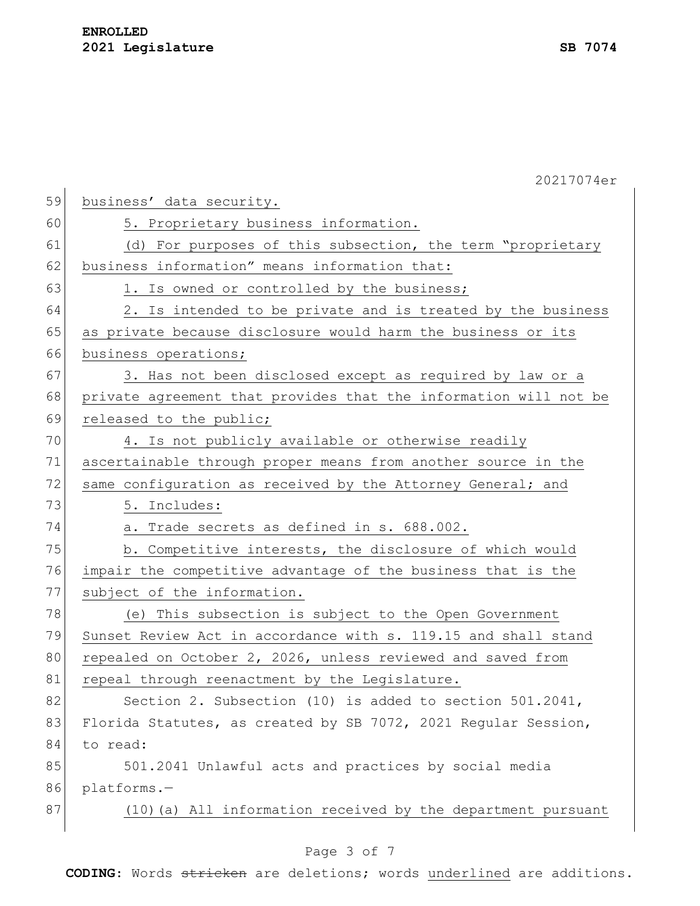business' data security.

5. Proprietary business information.

(d) For purposes of this subsection, the term "proprietary business information" means information that:

1. Is owned or controlled by the business;

2. Is intended to be private and is treated by the business as private because disclosure would harm the business or its business operations;

3. Has not been disclosed except as required by law or a private agreement that provides that the information will not be released to the public;

4. Is not publicly available or otherwise readily ascertainable through proper means from another source in the same configuration as received by the Attorney General; and

5. Includes:

a. Trade secrets as defined in s. 688.002.

b. Competitive interests, the disclosure of which would impair the competitive advantage of the business that is the subject of the information.

(e) This subsection is subject to the Open Government Sunset Review Act in accordance with s. 119.15 and shall stand repealed on October 2, 2026, unless reviewed and saved from repeal through reenactment by the Legislature.

Section 2. Subsection (10) is added to section 501.2041, Florida Statutes, as created by SB 7072, 2021 Regular Session, to read:

501.2041 Unlawful acts and practices by social media platforms.—

(10)(a) All information received by the department pursuant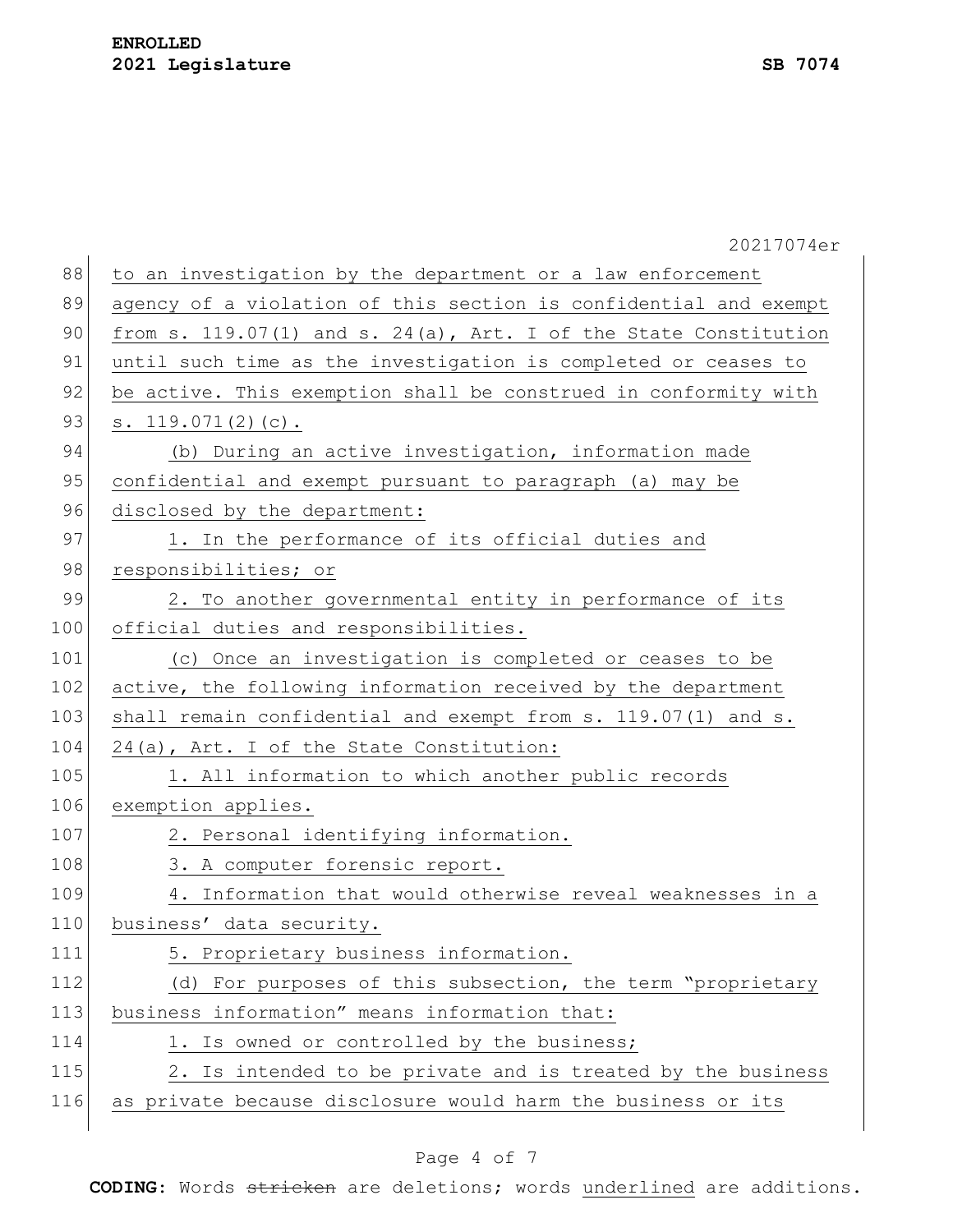to an investigation by the department or a law enforcement agency of a violation of this section is confidential and exempt from s. 119.07(1) and s. 24(a), Art. I of the State Constitution until such time as the investigation is completed or ceases to be active. This exemption shall be construed in conformity with s. 119.071(2)(c).

(b) During an active investigation, information made confidential and exempt pursuant to paragraph (a) may be disclosed by the department:

1. In the performance of its official duties and responsibilities; or

2. To another governmental entity in performance of its official duties and responsibilities.

(c) Once an investigation is completed or ceases to be active, the following information received by the department shall remain confidential and exempt from s. 119.07(1) and s. 24(a), Art. I of the State Constitution:

1. All information to which another public records exemption applies.

2. Personal identifying information.

3. A computer forensic report.

4. Information that would otherwise reveal weaknesses in a business' data security.

5. Proprietary business information.

(d) For purposes of this subsection, the term "proprietary business information" means information that:

1. Is owned or controlled by the business;

2. Is intended to be private and is treated by the business as private because disclosure would harm the business or its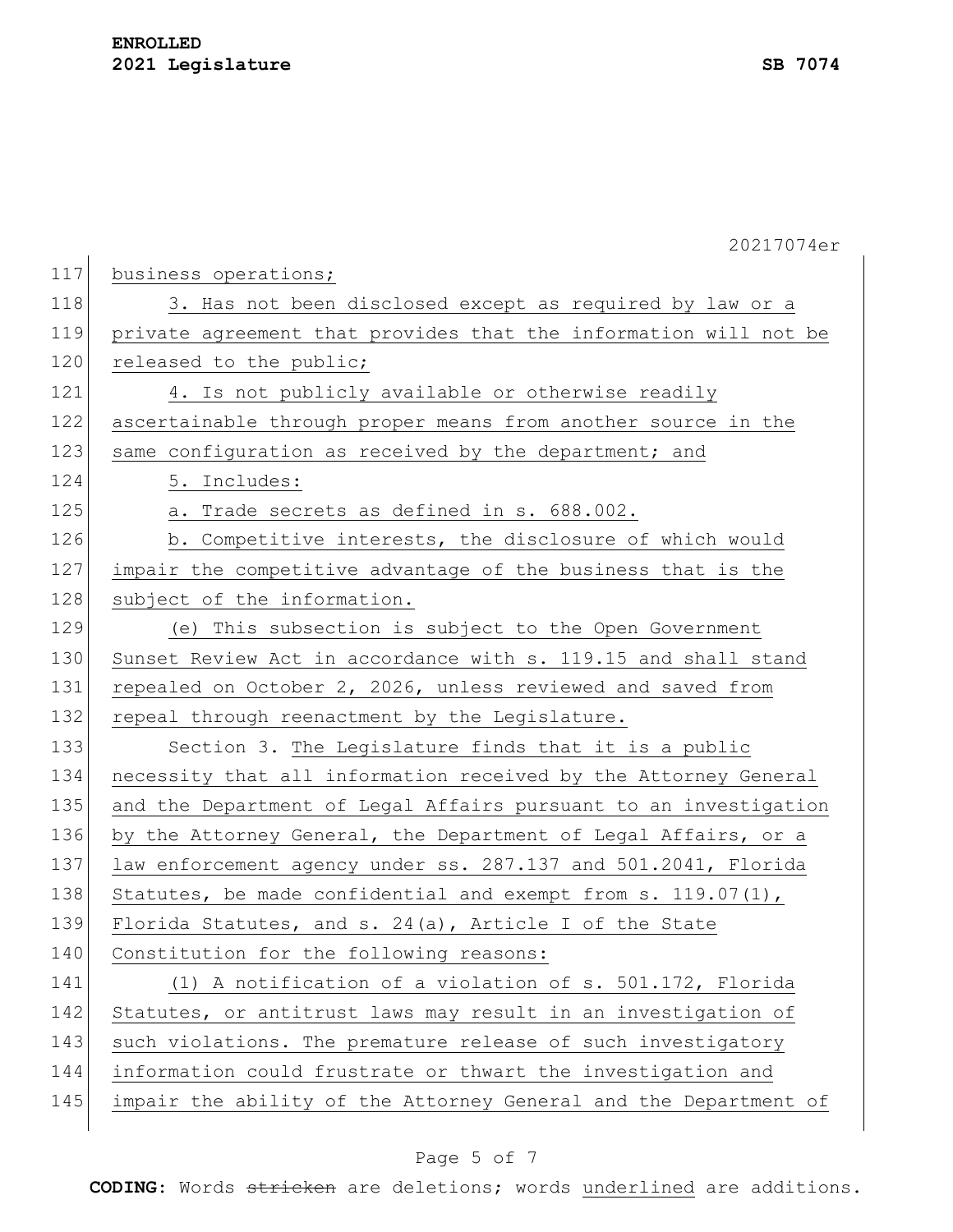business operations;

3. Has not been disclosed except as required by law or a private agreement that provides that the information will not be released to the public;

4. Is not publicly available or otherwise readily ascertainable through proper means from another source in the same configuration as received by the department; and

5. Includes:

a. Trade secrets as defined in s. 688.002.

b. Competitive interests, the disclosure of which would impair the competitive advantage of the business that is the subject of the information.

(e) This subsection is subject to the Open Government Sunset Review Act in accordance with s. 119.15 and shall stand repealed on October 2, 2026, unless reviewed and saved from repeal through reenactment by the Legislature.

Section 3. The Legislature finds that it is a public necessity that all information received by the Attorney General and the Department of Legal Affairs pursuant to an investigation by the Attorney General, the Department of Legal Affairs, or a law enforcement agency under ss. 287.137 and 501.2041, Florida Statutes, be made confidential and exempt from s. 119.07(1), Florida Statutes, and s. 24(a), Article I of the State Constitution for the following reasons:

(1) A notification of a violation of s. 501.172, Florida Statutes, or antitrust laws may result in an investigation of such violations. The premature release of such investigatory information could frustrate or thwart the investigation and impair the ability of the Attorney General and the Department of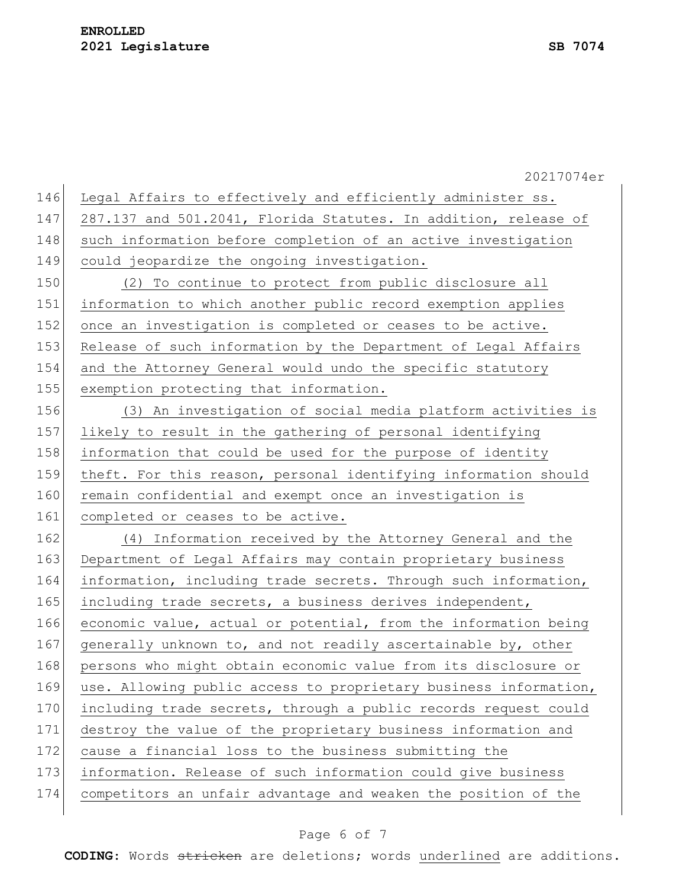Legal Affairs to effectively and efficiently administer ss. 287.137 and 501.2041, Florida Statutes. In addition, release of such information before completion of an active investigation could jeopardize the ongoing investigation.

(2) To continue to protect from public disclosure all information to which another public record exemption applies once an investigation is completed or ceases to be active. Release of such information by the Department of Legal Affairs and the Attorney General would undo the specific statutory exemption protecting that information.

(3) An investigation of social media platform activities is likely to result in the gathering of personal identifying information that could be used for the purpose of identity theft. For this reason, personal identifying information should remain confidential and exempt once an investigation is completed or ceases to be active.

(4) Information received by the Attorney General and the Department of Legal Affairs may contain proprietary business information, including trade secrets. Through such information, including trade secrets, a business derives independent, economic value, actual or potential, from the information being generally unknown to, and not readily ascertainable by, other persons who might obtain economic value from its disclosure or use. Allowing public access to proprietary business information, including trade secrets, through a public records request could destroy the value of the proprietary business information and cause a financial loss to the business submitting the information. Release of such information could give business competitors an unfair advantage and weaken the position of the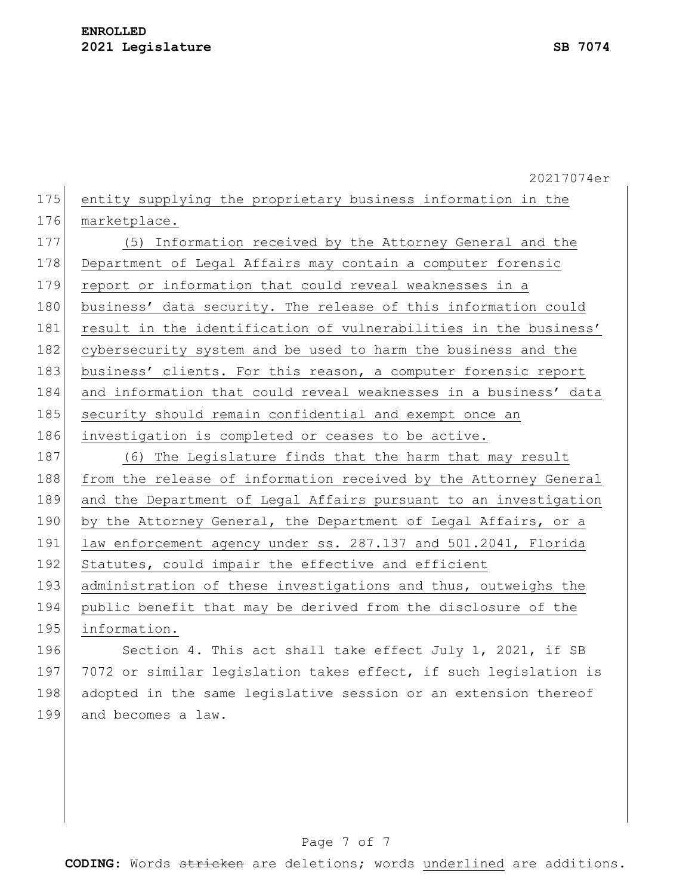entity supplying the proprietary business information in the marketplace.

(5) Information received by the Attorney General and the Department of Legal Affairs may contain a computer forensic report or information that could reveal weaknesses in a business' data security. The release of this information could result in the identification of vulnerabilities in the business' cybersecurity system and be used to harm the business and the business' clients. For this reason, a computer forensic report and information that could reveal weaknesses in a business' data security should remain confidential and exempt once an investigation is completed or ceases to be active.

(6) The Legislature finds that the harm that may result from the release of information received by the Attorney General and the Department of Legal Affairs pursuant to an investigation by the Attorney General, the Department of Legal Affairs, or a law enforcement agency under ss. 287.137 and 501.2041, Florida Statutes, could impair the effective and efficient administration of these investigations and thus, outweighs the public benefit that may be derived from the disclosure of the information.

Section 4. This act shall take effect July 1, 2021, if SB 7072 or similar legislation takes effect, if such legislation is adopted in the same legislative session or an extension thereof and becomes a law.